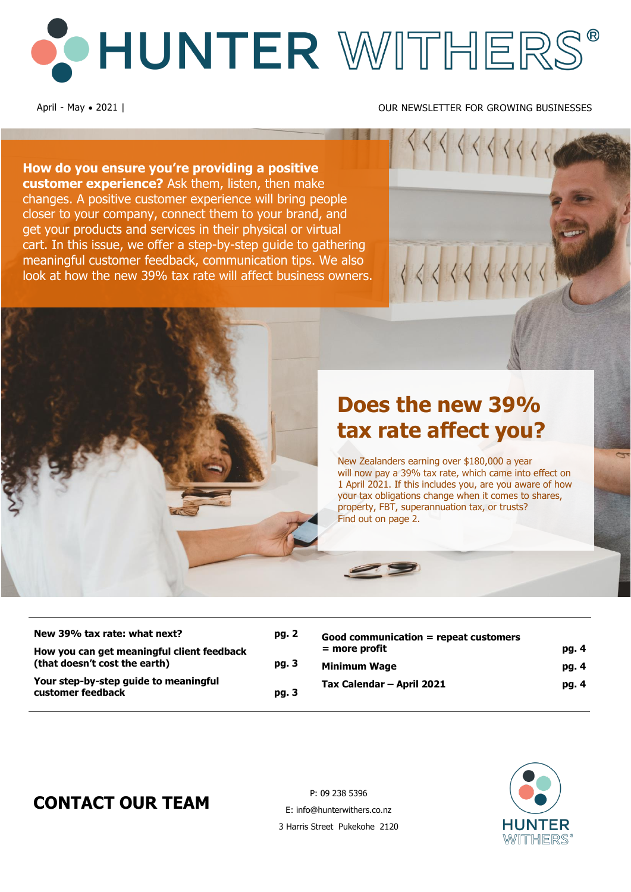# HUNTER WITHERS®

April - May • 2021 | OUR NEWSLETTER FOR GROWING BUSINESSES

**How do you ensure you're providing a positive customer experience?** Ask them, listen, then make changes. A positive customer experience will bring people closer to your company, connect them to your brand, and get your products and services in their physical or virtual cart. In this issue, we offer a step-by-step guide to gathering meaningful customer feedback, communication tips. We also look at how the new 39% tax rate will affect business owners.

## Does the new 39% tax rate affect you?

New Zealanders earning over $180,000 a year will now pay a 39% tax rate, which came into effect on 1 April 2021. If this includes you, are you aware of how your tax obligations change when it comes to shares, property, FBT, superannuation tax, or trusts? Find out on page 2.

| | |
|---|---|
| **New 39% tax rate: what next?** | **pg. 2** |
| **How you can get meaningful client feedback (that doesn't cost the earth)** | **pg. 3** |
| **Your step-by-step guide to meaningful customer feedback** | **pg. 3** |
| **Good communication = repeat customers = more profit** | **pg. 4** |
| **Minimum Wage** | **pg. 4** |
| **Tax Calendar – April 2021** | **pg. 4** |

## CONTACT OUR TEAM

P: 09 238 5396

E: info@hunterwithers.co.nz

3 Harris Street Pukekohe 2120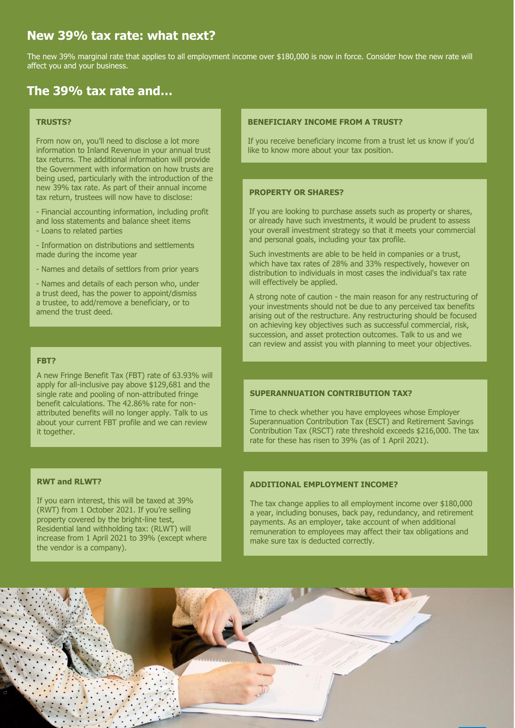## New 39% tax rate: what next?

The new 39% marginal rate that applies to all employment income over $180,000 is now in force. Consider how the new rate will affect you and your business.

## The 39% tax rate and…

### TRUSTS?

From now on, you'll need to disclose a lot more information to Inland Revenue in your annual trust tax returns. The additional information will provide the Government with information on how trusts are being used, particularly with the introduction of the new 39% tax rate. As part of their annual income tax return, trustees will now have to disclose:

- Financial accounting information, including profit and loss statements and balance sheet items
- Loans to related parties
- Information on distributions and settlements made during the income year
- Names and details of settlors from prior years
- Names and details of each person who, under a trust deed, has the power to appoint/dismiss a trustee, to add/remove a beneficiary, or to amend the trust deed.

### FBT?

A new Fringe Benefit Tax (FBT) rate of 63.93% will apply for all-inclusive pay above $129,681 and the single rate and pooling of non-attributed fringe benefit calculations. The 42.86% rate for non-attributed benefits will no longer apply. Talk to us about your current FBT profile and we can review it together.

### RWT and RLWT?

If you earn interest, this will be taxed at 39% (RWT) from 1 October 2021. If you're selling property covered by the bright-line test, Residential land withholding tax: (RLWT) will increase from 1 April 2021 to 39% (except where the vendor is a company).

### BENEFICIARY INCOME FROM A TRUST?

If you receive beneficiary income from a trust let us know if you'd like to know more about your tax position.

### PROPERTY OR SHARES?

If you are looking to purchase assets such as property or shares, or already have such investments, it would be prudent to assess your overall investment strategy so that it meets your commercial and personal goals, including your tax profile.

Such investments are able to be held in companies or a trust, which have tax rates of 28% and 33% respectively, however on distribution to individuals in most cases the individual's tax rate will effectively be applied.

A strong note of caution - the main reason for any restructuring of your investments should not be due to any perceived tax benefits arising out of the restructure. Any restructuring should be focused on achieving key objectives such as successful commercial, risk, succession, and asset protection outcomes. Talk to us and we can review and assist you with planning to meet your objectives.

### SUPERANNUATION CONTRIBUTION TAX?

Time to check whether you have employees whose Employer Superannuation Contribution Tax (ESCT) and Retirement Savings Contribution Tax (RSCT) rate threshold exceeds $216,000. The tax rate for these has risen to 39% (as of 1 April 2021).

### ADDITIONAL EMPLOYMENT INCOME?

The tax change applies to all employment income over $180,000 a year, including bonuses, back pay, redundancy, and retirement payments. As an employer, take account of when additional remuneration to employees may affect their tax obligations and make sure tax is deducted correctly.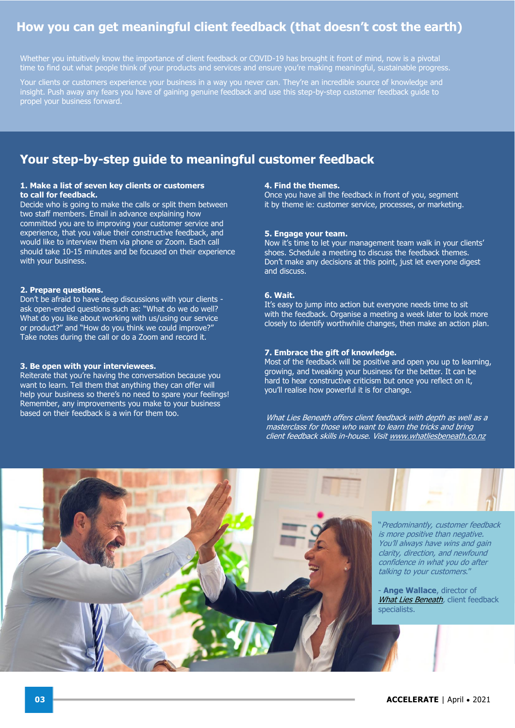# How you can get meaningful client feedback (that doesn't cost the earth)

Whether you intuitively know the importance of client feedback or COVID-19 has brought it front of mind, now is a pivotal time to find out what people think of your products and services and ensure you're making meaningful, sustainable progress.

Your clients or customers experience your business in a way you never can. They're an incredible source of knowledge and insight. Push away any fears you have of gaining genuine feedback and use this step-by-step customer feedback guide to propel your business forward.

## Your step-by-step guide to meaningful customer feedback

**1. Make a list of seven key clients or customers to call for feedback.**
Decide who is going to make the calls or split them between two staff members. Email in advance explaining how committed you are to improving your customer service and experience, that you value their constructive feedback, and would like to interview them via phone or Zoom. Each call should take 10-15 minutes and be focused on their experience with your business.

**2. Prepare questions.**
Don't be afraid to have deep discussions with your clients - ask open-ended questions such as: "What do we do well? What do you like about working with us/using our service or product?" and "How do you think we could improve?" Take notes during the call or do a Zoom and record it.

**3. Be open with your interviewees.**
Reiterate that you're having the conversation because you want to learn. Tell them that anything they can offer will help your business so there's no need to spare your feelings! Remember, any improvements you make to your business based on their feedback is a win for them too.

**4. Find the themes.**
Once you have all the feedback in front of you, segment it by theme ie: customer service, processes, or marketing.

**5. Engage your team.**
Now it's time to let your management team walk in your clients' shoes. Schedule a meeting to discuss the feedback themes. Don't make any decisions at this point, just let everyone digest and discuss.

**6. Wait.**
It's easy to jump into action but everyone needs time to sit with the feedback. Organise a meeting a week later to look more closely to identify worthwhile changes, then make an action plan.

**7. Embrace the gift of knowledge.**
Most of the feedback will be positive and open you up to learning, growing, and tweaking your business for the better. It can be hard to hear constructive criticism but once you reflect on it, you'll realise how powerful it is for change.

*What Lies Beneath offers client feedback with depth as well as a masterclass for those who want to learn the tricks and bring client feedback skills in-house. Visit www.whatliesbeneath.co.nz*

"*Predominantly, customer feedback is more positive than negative. You'll always have wins and gain clarity, direction, and newfound confidence in what you do after talking to your customers.*"

\- **Ange Wallace**, director of *What Lies Beneath*, client feedback specialists.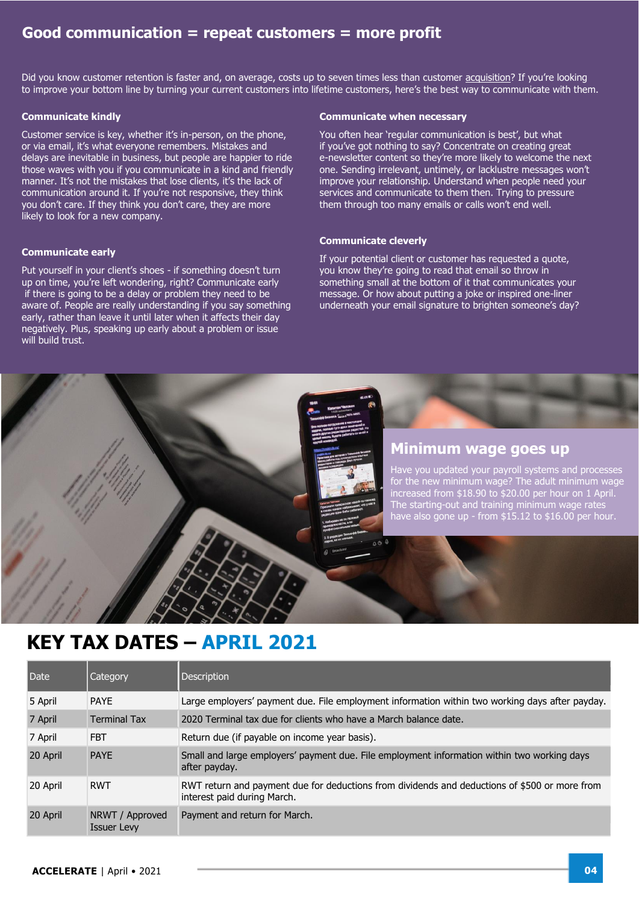## Good communication = repeat customers = more profit

Did you know customer retention is faster and, on average, costs up to seven times less than customer acquisition? If you're looking to improve your bottom line by turning your current customers into lifetime customers, here's the best way to communicate with them.

### Communicate kindly

Customer service is key, whether it's in-person, on the phone, or via email, it's what everyone remembers. Mistakes and delays are inevitable in business, but people are happier to ride those waves with you if you communicate in a kind and friendly manner. It's not the mistakes that lose clients, it's the lack of communication around it. If you're not responsive, they think you don't care. If they think you don't care, they are more likely to look for a new company.

### Communicate early

Put yourself in your client's shoes - if something doesn't turn up on time, you're left wondering, right? Communicate early if there is going to be a delay or problem they need to be aware of. People are really understanding if you say something early, rather than leave it until later when it affects their day negatively. Plus, speaking up early about a problem or issue will build trust.

### Communicate when necessary

You often hear 'regular communication is best', but what if you've got nothing to say? Concentrate on creating great e-newsletter content so they're more likely to welcome the next one. Sending irrelevant, untimely, or lacklustre messages won't improve your relationship. Understand when people need your services and communicate to them then. Trying to pressure them through too many emails or calls won't end well.

### Communicate cleverly

If your potential client or customer has requested a quote, you know they're going to read that email so throw in something small at the bottom of it that communicates your message. Or how about putting a joke or inspired one-liner underneath your email signature to brighten someone's day?

## Minimum wage goes up

Have you updated your payroll systems and processes for the new minimum wage? The adult minimum wage increased from $18.90 to $20.00 per hour on 1 April. The starting-out and training minimum wage rates have also gone up - from $15.12 to $16.00 per hour.

## KEY TAX DATES – APRIL 2021

| Date | Category | Description |
|---|---|---|
| 5 April | PAYE | Large employers' payment due. File employment information within two working days after payday. |
| 7 April | Terminal Tax | 2020 Terminal tax due for clients who have a March balance date. |
| 7 April | FBT | Return due (if payable on income year basis). |
| 20 April | PAYE | Small and large employers' payment due. File employment information within two working days after payday. |
| 20 April | RWT | RWT return and payment due for deductions from dividends and deductions of $500 or more from interest paid during March. |
| 20 April | NRWT / Approved Issuer Levy | Payment and return for March. |